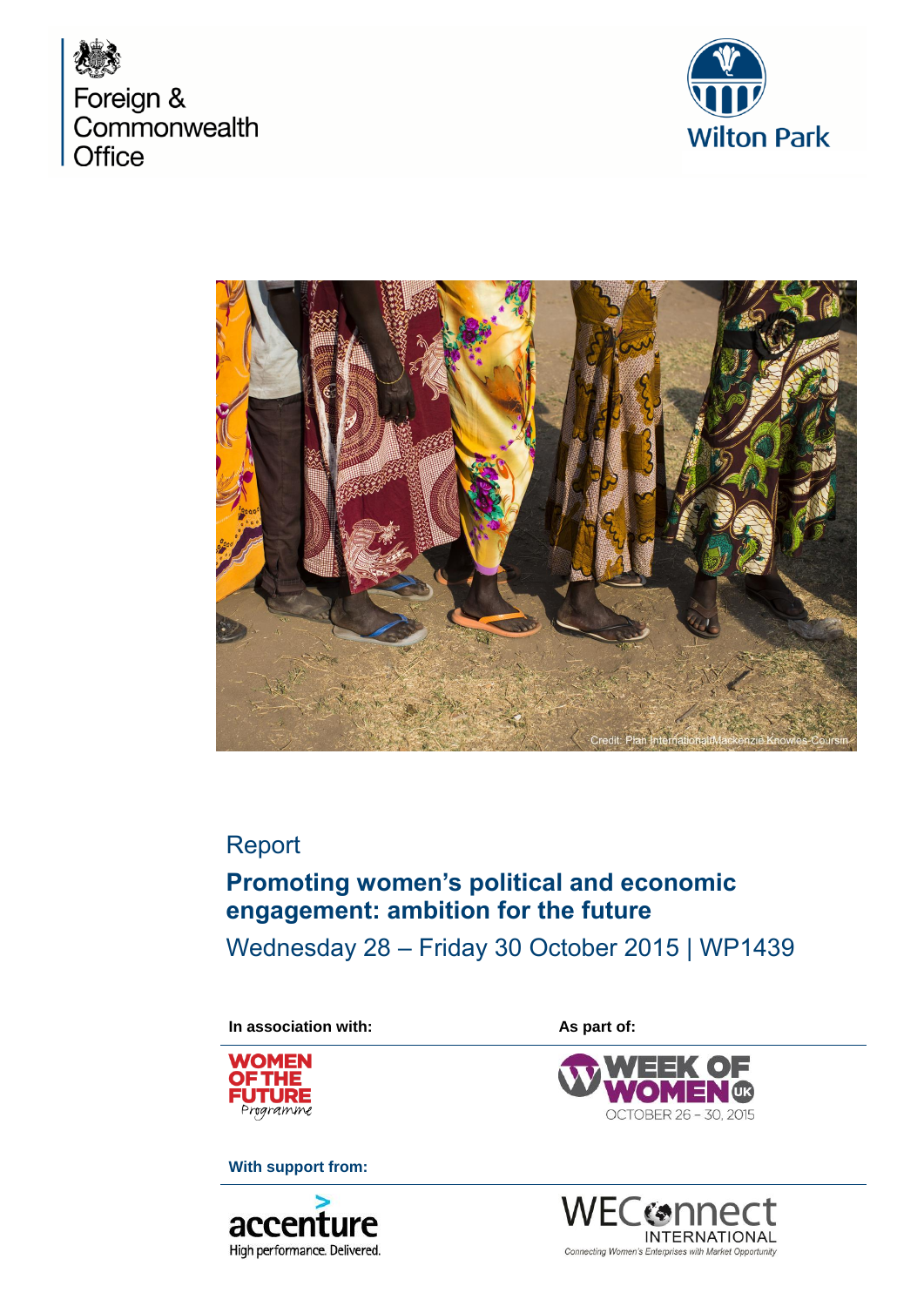Foreign & Commonwealth Office

Wilton Park

Credit: Plan International/Mackenzie Knowles-Coursin

Report

# Promoting women's political and economic engagement: ambition for the future

Wednesday 28 – Friday 30 October 2015 | WP1439

**In association with:**

WOMEN OF THE FUTURE Programme

**As part of:**

WEEK OF WOMEN UK

OCTOBER 26 – 30, 2015

**With support from:**

accenture

High performance. Delivered.

WEConnect INTERNATIONAL

Connecting Women's Enterprises with Market Opportunity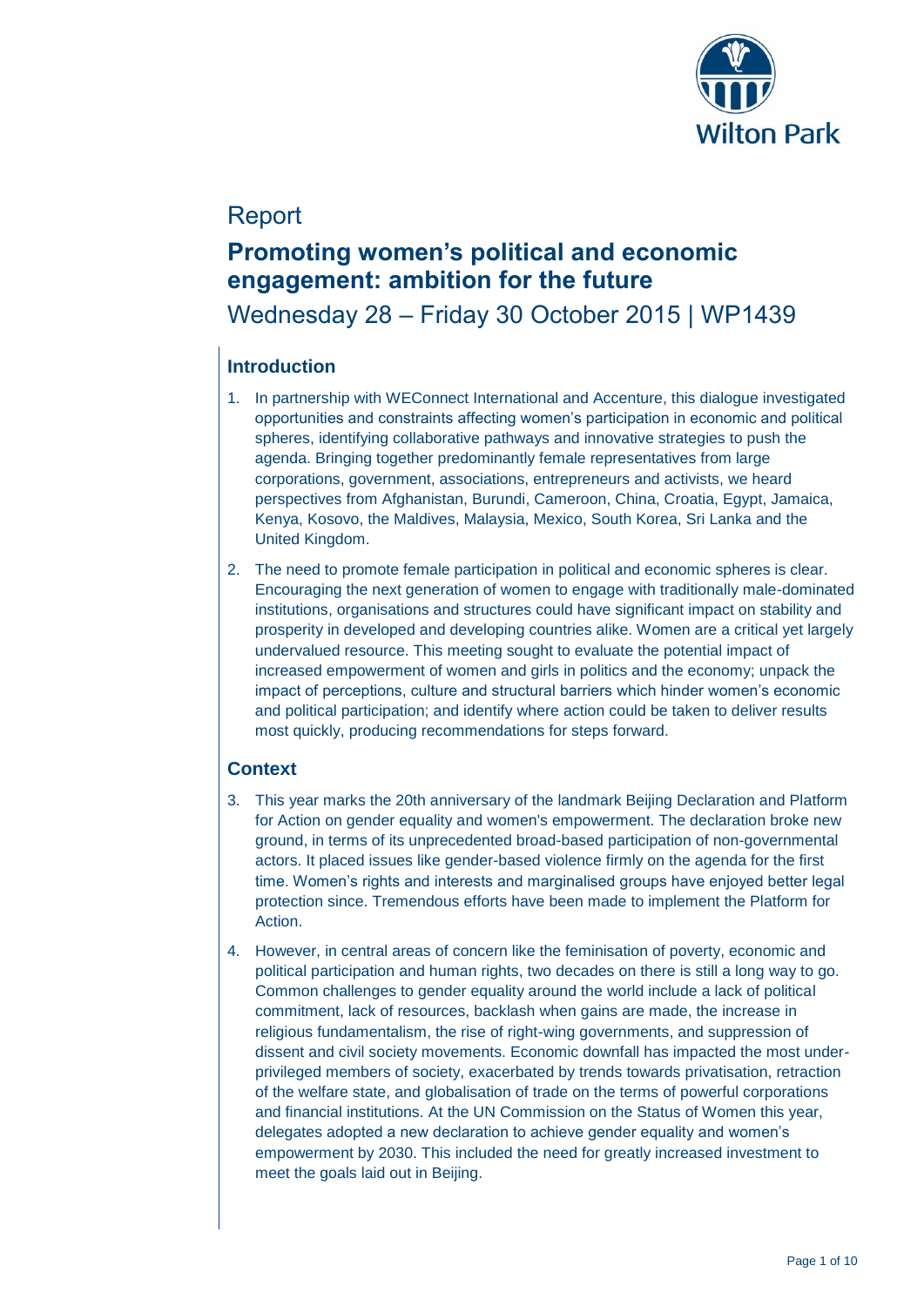Report

# Promoting women's political and economic engagement: ambition for the future

Wednesday 28 – Friday 30 October 2015 | WP1439

## Introduction

1. In partnership with WEConnect International and Accenture, this dialogue investigated opportunities and constraints affecting women's participation in economic and political spheres, identifying collaborative pathways and innovative strategies to push the agenda. Bringing together predominantly female representatives from large corporations, government, associations, entrepreneurs and activists, we heard perspectives from Afghanistan, Burundi, Cameroon, China, Croatia, Egypt, Jamaica, Kenya, Kosovo, the Maldives, Malaysia, Mexico, South Korea, Sri Lanka and the United Kingdom.

2. The need to promote female participation in political and economic spheres is clear. Encouraging the next generation of women to engage with traditionally male-dominated institutions, organisations and structures could have significant impact on stability and prosperity in developed and developing countries alike. Women are a critical yet largely undervalued resource. This meeting sought to evaluate the potential impact of increased empowerment of women and girls in politics and the economy; unpack the impact of perceptions, culture and structural barriers which hinder women's economic and political participation; and identify where action could be taken to deliver results most quickly, producing recommendations for steps forward.

## Context

3. This year marks the 20th anniversary of the landmark Beijing Declaration and Platform for Action on gender equality and women's empowerment. The declaration broke new ground, in terms of its unprecedented broad-based participation of non-governmental actors. It placed issues like gender-based violence firmly on the agenda for the first time. Women's rights and interests and marginalised groups have enjoyed better legal protection since. Tremendous efforts have been made to implement the Platform for Action.

4. However, in central areas of concern like the feminisation of poverty, economic and political participation and human rights, two decades on there is still a long way to go. Common challenges to gender equality around the world include a lack of political commitment, lack of resources, backlash when gains are made, the increase in religious fundamentalism, the rise of right-wing governments, and suppression of dissent and civil society movements. Economic downfall has impacted the most under-privileged members of society, exacerbated by trends towards privatisation, retraction of the welfare state, and globalisation of trade on the terms of powerful corporations and financial institutions. At the UN Commission on the Status of Women this year, delegates adopted a new declaration to achieve gender equality and women's empowerment by 2030. This included the need for greatly increased investment to meet the goals laid out in Beijing.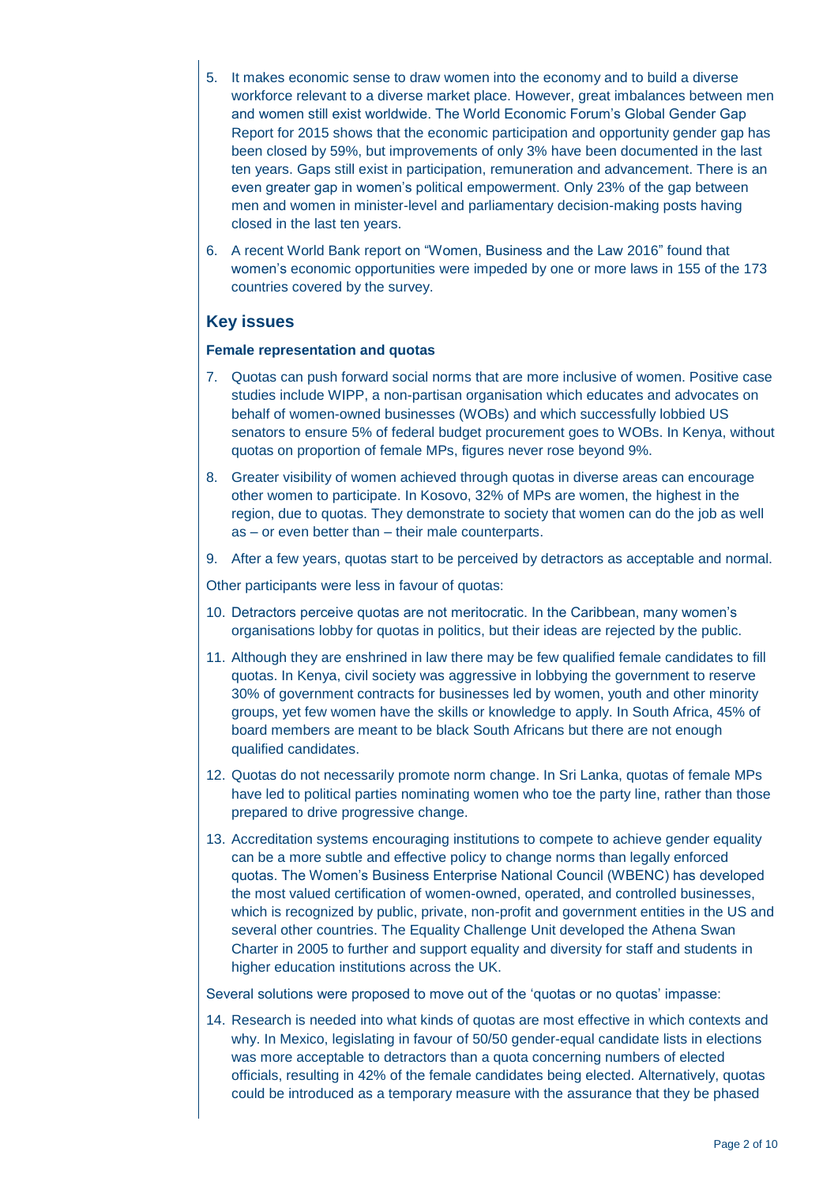5. It makes economic sense to draw women into the economy and to build a diverse workforce relevant to a diverse market place. However, great imbalances between men and women still exist worldwide. The World Economic Forum's Global Gender Gap Report for 2015 shows that the economic participation and opportunity gender gap has been closed by 59%, but improvements of only 3% have been documented in the last ten years. Gaps still exist in participation, remuneration and advancement. There is an even greater gap in women's political empowerment. Only 23% of the gap between men and women in minister-level and parliamentary decision-making posts having closed in the last ten years.

6. A recent World Bank report on "Women, Business and the Law 2016" found that women's economic opportunities were impeded by one or more laws in 155 of the 173 countries covered by the survey.

## Key issues

### Female representation and quotas

7. Quotas can push forward social norms that are more inclusive of women. Positive case studies include WIPP, a non-partisan organisation which educates and advocates on behalf of women-owned businesses (WOBs) and which successfully lobbied US senators to ensure 5% of federal budget procurement goes to WOBs. In Kenya, without quotas on proportion of female MPs, figures never rose beyond 9%.

8. Greater visibility of women achieved through quotas in diverse areas can encourage other women to participate. In Kosovo, 32% of MPs are women, the highest in the region, due to quotas. They demonstrate to society that women can do the job as well as – or even better than – their male counterparts.

9. After a few years, quotas start to be perceived by detractors as acceptable and normal.

Other participants were less in favour of quotas:

10. Detractors perceive quotas are not meritocratic. In the Caribbean, many women's organisations lobby for quotas in politics, but their ideas are rejected by the public.

11. Although they are enshrined in law there may be few qualified female candidates to fill quotas. In Kenya, civil society was aggressive in lobbying the government to reserve 30% of government contracts for businesses led by women, youth and other minority groups, yet few women have the skills or knowledge to apply. In South Africa, 45% of board members are meant to be black South Africans but there are not enough qualified candidates.

12. Quotas do not necessarily promote norm change. In Sri Lanka, quotas of female MPs have led to political parties nominating women who toe the party line, rather than those prepared to drive progressive change.

13. Accreditation systems encouraging institutions to compete to achieve gender equality can be a more subtle and effective policy to change norms than legally enforced quotas. The Women's Business Enterprise National Council (WBENC) has developed the most valued certification of women-owned, operated, and controlled businesses, which is recognized by public, private, non-profit and government entities in the US and several other countries. The Equality Challenge Unit developed the Athena Swan Charter in 2005 to further and support equality and diversity for staff and students in higher education institutions across the UK.

Several solutions were proposed to move out of the 'quotas or no quotas' impasse:

14. Research is needed into what kinds of quotas are most effective in which contexts and why. In Mexico, legislating in favour of 50/50 gender-equal candidate lists in elections was more acceptable to detractors than a quota concerning numbers of elected officials, resulting in 42% of the female candidates being elected. Alternatively, quotas could be introduced as a temporary measure with the assurance that they be phased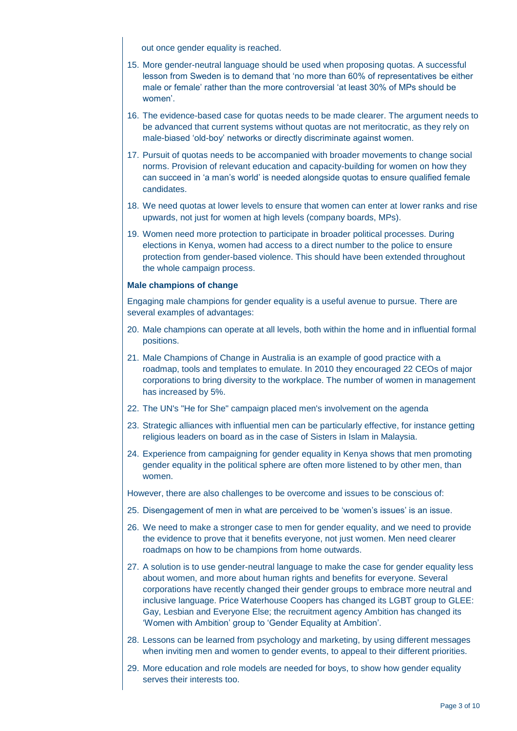out once gender equality is reached.

15. More gender-neutral language should be used when proposing quotas. A successful lesson from Sweden is to demand that 'no more than 60% of representatives be either male or female' rather than the more controversial 'at least 30% of MPs should be women'.
16. The evidence-based case for quotas needs to be made clearer. The argument needs to be advanced that current systems without quotas are not meritocratic, as they rely on male-biased 'old-boy' networks or directly discriminate against women.
17. Pursuit of quotas needs to be accompanied with broader movements to change social norms. Provision of relevant education and capacity-building for women on how they can succeed in 'a man's world' is needed alongside quotas to ensure qualified female candidates.
18. We need quotas at lower levels to ensure that women can enter at lower ranks and rise upwards, not just for women at high levels (company boards, MPs).
19. Women need more protection to participate in broader political processes. During elections in Kenya, women had access to a direct number to the police to ensure protection from gender-based violence. This should have been extended throughout the whole campaign process.

**Male champions of change**

Engaging male champions for gender equality is a useful avenue to pursue. There are several examples of advantages:

20. Male champions can operate at all levels, both within the home and in influential formal positions.
21. Male Champions of Change in Australia is an example of good practice with a roadmap, tools and templates to emulate. In 2010 they encouraged 22 CEOs of major corporations to bring diversity to the workplace. The number of women in management has increased by 5%.
22. The UN's "He for She" campaign placed men's involvement on the agenda
23. Strategic alliances with influential men can be particularly effective, for instance getting religious leaders on board as in the case of Sisters in Islam in Malaysia.
24. Experience from campaigning for gender equality in Kenya shows that men promoting gender equality in the political sphere are often more listened to by other men, than women.

However, there are also challenges to be overcome and issues to be conscious of:

25. Disengagement of men in what are perceived to be 'women's issues' is an issue.
26. We need to make a stronger case to men for gender equality, and we need to provide the evidence to prove that it benefits everyone, not just women. Men need clearer roadmaps on how to be champions from home outwards.
27. A solution is to use gender-neutral language to make the case for gender equality less about women, and more about human rights and benefits for everyone. Several corporations have recently changed their gender groups to embrace more neutral and inclusive language. Price Waterhouse Coopers has changed its LGBT group to GLEE: Gay, Lesbian and Everyone Else; the recruitment agency Ambition has changed its 'Women with Ambition' group to 'Gender Equality at Ambition'.
28. Lessons can be learned from psychology and marketing, by using different messages when inviting men and women to gender events, to appeal to their different priorities.
29. More education and role models are needed for boys, to show how gender equality serves their interests too.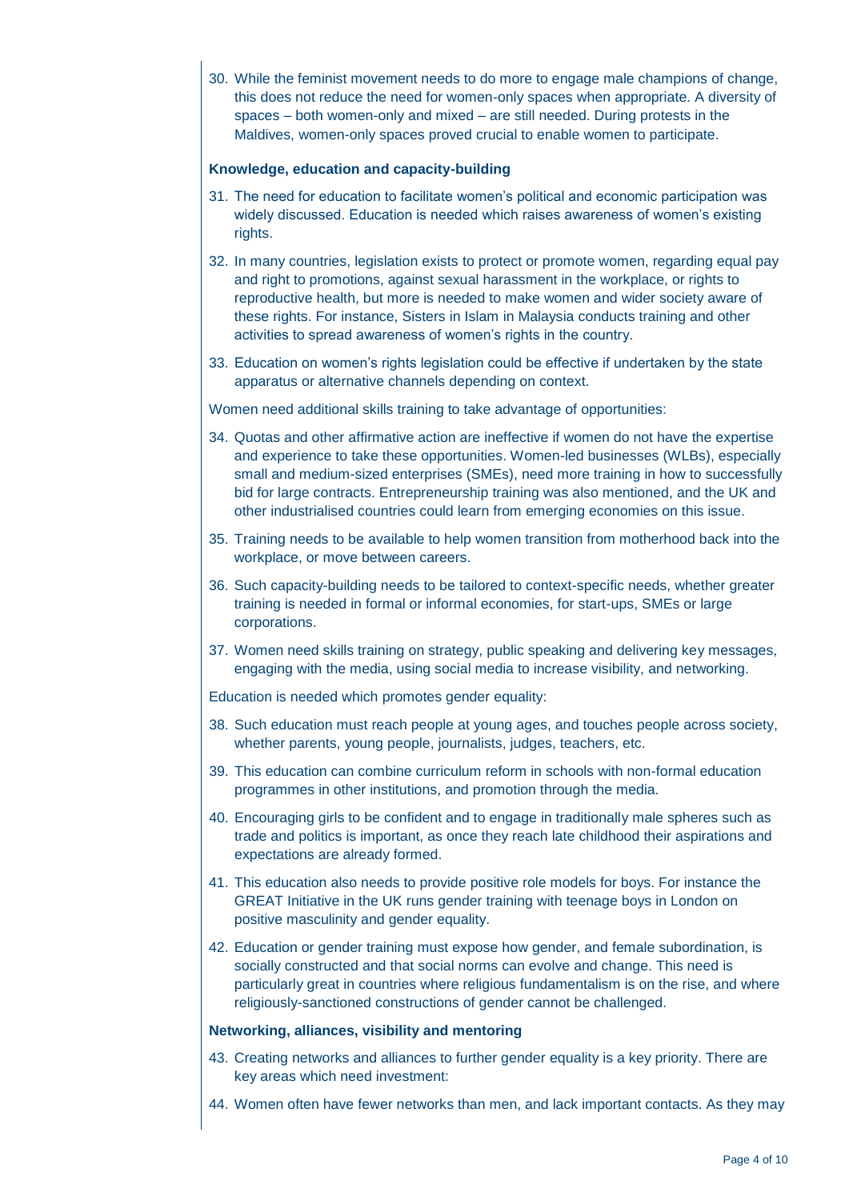30. While the feminist movement needs to do more to engage male champions of change, this does not reduce the need for women-only spaces when appropriate. A diversity of spaces – both women-only and mixed – are still needed. During protests in the Maldives, women-only spaces proved crucial to enable women to participate.

### Knowledge, education and capacity-building

31. The need for education to facilitate women's political and economic participation was widely discussed. Education is needed which raises awareness of women's existing rights.

32. In many countries, legislation exists to protect or promote women, regarding equal pay and right to promotions, against sexual harassment in the workplace, or rights to reproductive health, but more is needed to make women and wider society aware of these rights. For instance, Sisters in Islam in Malaysia conducts training and other activities to spread awareness of women's rights in the country.

33. Education on women's rights legislation could be effective if undertaken by the state apparatus or alternative channels depending on context.

Women need additional skills training to take advantage of opportunities:

34. Quotas and other affirmative action are ineffective if women do not have the expertise and experience to take these opportunities. Women-led businesses (WLBs), especially small and medium-sized enterprises (SMEs), need more training in how to successfully bid for large contracts. Entrepreneurship training was also mentioned, and the UK and other industrialised countries could learn from emerging economies on this issue.

35. Training needs to be available to help women transition from motherhood back into the workplace, or move between careers.

36. Such capacity-building needs to be tailored to context-specific needs, whether greater training is needed in formal or informal economies, for start-ups, SMEs or large corporations.

37. Women need skills training on strategy, public speaking and delivering key messages, engaging with the media, using social media to increase visibility, and networking.

Education is needed which promotes gender equality:

38. Such education must reach people at young ages, and touches people across society, whether parents, young people, journalists, judges, teachers, etc.

39. This education can combine curriculum reform in schools with non-formal education programmes in other institutions, and promotion through the media.

40. Encouraging girls to be confident and to engage in traditionally male spheres such as trade and politics is important, as once they reach late childhood their aspirations and expectations are already formed.

41. This education also needs to provide positive role models for boys. For instance the GREAT Initiative in the UK runs gender training with teenage boys in London on positive masculinity and gender equality.

42. Education or gender training must expose how gender, and female subordination, is socially constructed and that social norms can evolve and change. This need is particularly great in countries where religious fundamentalism is on the rise, and where religiously-sanctioned constructions of gender cannot be challenged.

### Networking, alliances, visibility and mentoring

43. Creating networks and alliances to further gender equality is a key priority. There are key areas which need investment:

44. Women often have fewer networks than men, and lack important contacts. As they may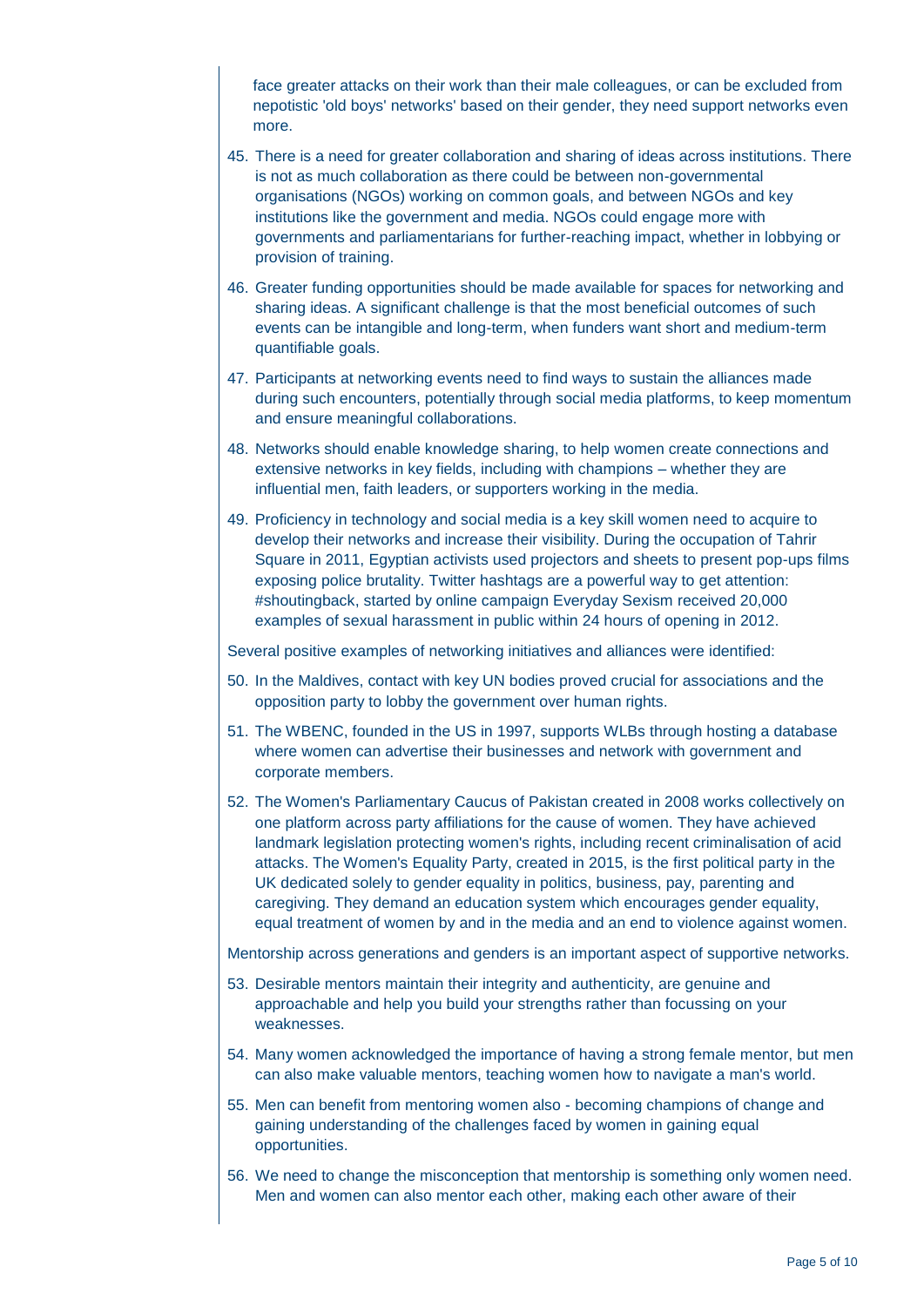face greater attacks on their work than their male colleagues, or can be excluded from nepotistic 'old boys' networks' based on their gender, they need support networks even more.

45. There is a need for greater collaboration and sharing of ideas across institutions. There is not as much collaboration as there could be between non-governmental organisations (NGOs) working on common goals, and between NGOs and key institutions like the government and media. NGOs could engage more with governments and parliamentarians for further-reaching impact, whether in lobbying or provision of training.

46. Greater funding opportunities should be made available for spaces for networking and sharing ideas. A significant challenge is that the most beneficial outcomes of such events can be intangible and long-term, when funders want short and medium-term quantifiable goals.

47. Participants at networking events need to find ways to sustain the alliances made during such encounters, potentially through social media platforms, to keep momentum and ensure meaningful collaborations.

48. Networks should enable knowledge sharing, to help women create connections and extensive networks in key fields, including with champions – whether they are influential men, faith leaders, or supporters working in the media.

49. Proficiency in technology and social media is a key skill women need to acquire to develop their networks and increase their visibility. During the occupation of Tahrir Square in 2011, Egyptian activists used projectors and sheets to present pop-ups films exposing police brutality. Twitter hashtags are a powerful way to get attention: #shoutingback, started by online campaign Everyday Sexism received 20,000 examples of sexual harassment in public within 24 hours of opening in 2012.

Several positive examples of networking initiatives and alliances were identified:

50. In the Maldives, contact with key UN bodies proved crucial for associations and the opposition party to lobby the government over human rights.

51. The WBENC, founded in the US in 1997, supports WLBs through hosting a database where women can advertise their businesses and network with government and corporate members.

52. The Women's Parliamentary Caucus of Pakistan created in 2008 works collectively on one platform across party affiliations for the cause of women. They have achieved landmark legislation protecting women's rights, including recent criminalisation of acid attacks. The Women's Equality Party, created in 2015, is the first political party in the UK dedicated solely to gender equality in politics, business, pay, parenting and caregiving. They demand an education system which encourages gender equality, equal treatment of women by and in the media and an end to violence against women.

Mentorship across generations and genders is an important aspect of supportive networks.

53. Desirable mentors maintain their integrity and authenticity, are genuine and approachable and help you build your strengths rather than focussing on your weaknesses.

54. Many women acknowledged the importance of having a strong female mentor, but men can also make valuable mentors, teaching women how to navigate a man's world.

55. Men can benefit from mentoring women also - becoming champions of change and gaining understanding of the challenges faced by women in gaining equal opportunities.

56. We need to change the misconception that mentorship is something only women need. Men and women can also mentor each other, making each other aware of their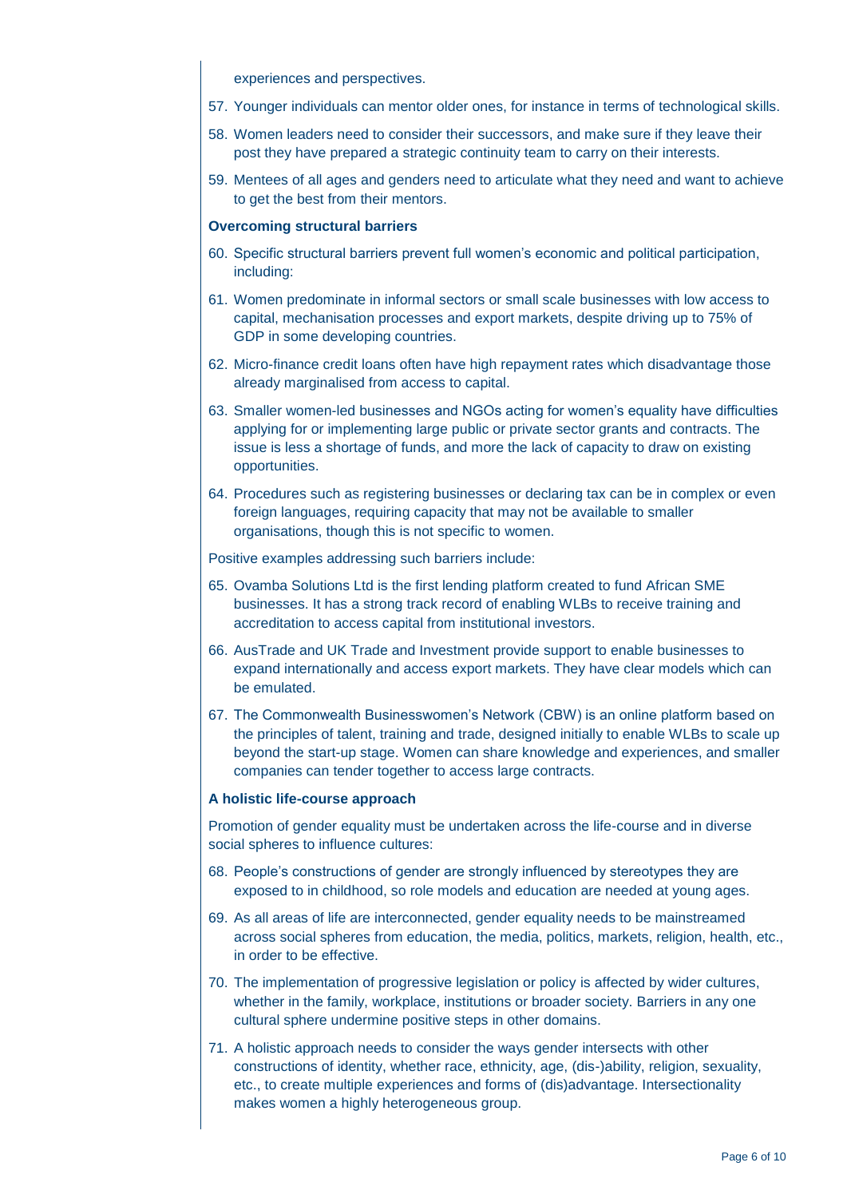experiences and perspectives.

57. Younger individuals can mentor older ones, for instance in terms of technological skills.
58. Women leaders need to consider their successors, and make sure if they leave their post they have prepared a strategic continuity team to carry on their interests.
59. Mentees of all ages and genders need to articulate what they need and want to achieve to get the best from their mentors.

**Overcoming structural barriers**

60. Specific structural barriers prevent full women's economic and political participation, including:
61. Women predominate in informal sectors or small scale businesses with low access to capital, mechanisation processes and export markets, despite driving up to 75% of GDP in some developing countries.
62. Micro-finance credit loans often have high repayment rates which disadvantage those already marginalised from access to capital.
63. Smaller women-led businesses and NGOs acting for women's equality have difficulties applying for or implementing large public or private sector grants and contracts. The issue is less a shortage of funds, and more the lack of capacity to draw on existing opportunities.
64. Procedures such as registering businesses or declaring tax can be in complex or even foreign languages, requiring capacity that may not be available to smaller organisations, though this is not specific to women.

Positive examples addressing such barriers include:

65. Ovamba Solutions Ltd is the first lending platform created to fund African SME businesses. It has a strong track record of enabling WLBs to receive training and accreditation to access capital from institutional investors.
66. AusTrade and UK Trade and Investment provide support to enable businesses to expand internationally and access export markets. They have clear models which can be emulated.
67. The Commonwealth Businesswomen's Network (CBW) is an online platform based on the principles of talent, training and trade, designed initially to enable WLBs to scale up beyond the start-up stage. Women can share knowledge and experiences, and smaller companies can tender together to access large contracts.

**A holistic life-course approach**

Promotion of gender equality must be undertaken across the life-course and in diverse social spheres to influence cultures:

68. People's constructions of gender are strongly influenced by stereotypes they are exposed to in childhood, so role models and education are needed at young ages.
69. As all areas of life are interconnected, gender equality needs to be mainstreamed across social spheres from education, the media, politics, markets, religion, health, etc., in order to be effective.
70. The implementation of progressive legislation or policy is affected by wider cultures, whether in the family, workplace, institutions or broader society. Barriers in any one cultural sphere undermine positive steps in other domains.
71. A holistic approach needs to consider the ways gender intersects with other constructions of identity, whether race, ethnicity, age, (dis-)ability, religion, sexuality, etc., to create multiple experiences and forms of (dis)advantage. Intersectionality makes women a highly heterogeneous group.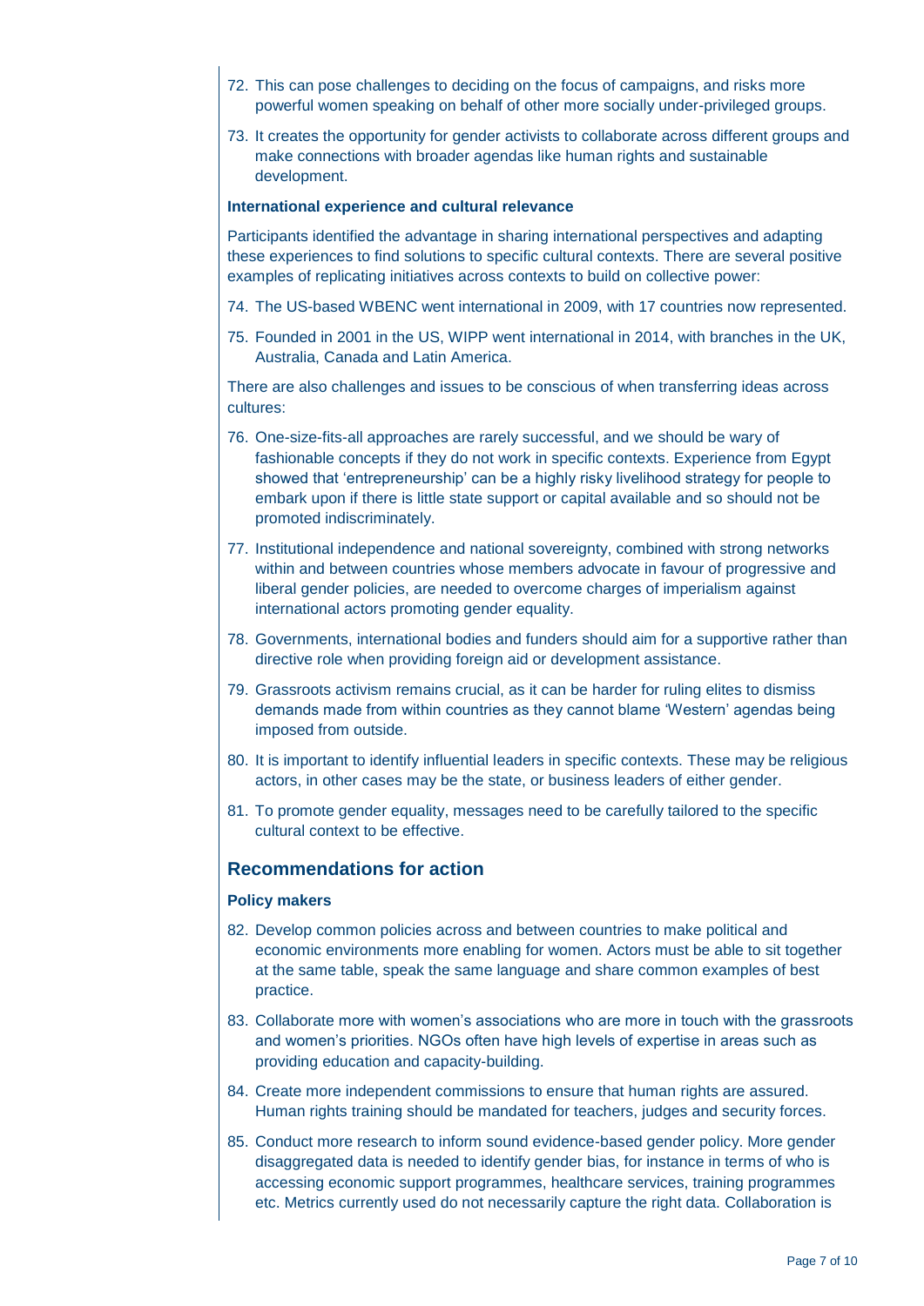72. This can pose challenges to deciding on the focus of campaigns, and risks more powerful women speaking on behalf of other more socially under-privileged groups.

73. It creates the opportunity for gender activists to collaborate across different groups and make connections with broader agendas like human rights and sustainable development.

**International experience and cultural relevance**

Participants identified the advantage in sharing international perspectives and adapting these experiences to find solutions to specific cultural contexts. There are several positive examples of replicating initiatives across contexts to build on collective power:

74. The US-based WBENC went international in 2009, with 17 countries now represented.

75. Founded in 2001 in the US, WIPP went international in 2014, with branches in the UK, Australia, Canada and Latin America.

There are also challenges and issues to be conscious of when transferring ideas across cultures:

76. One-size-fits-all approaches are rarely successful, and we should be wary of fashionable concepts if they do not work in specific contexts. Experience from Egypt showed that 'entrepreneurship' can be a highly risky livelihood strategy for people to embark upon if there is little state support or capital available and so should not be promoted indiscriminately.

77. Institutional independence and national sovereignty, combined with strong networks within and between countries whose members advocate in favour of progressive and liberal gender policies, are needed to overcome charges of imperialism against international actors promoting gender equality.

78. Governments, international bodies and funders should aim for a supportive rather than directive role when providing foreign aid or development assistance.

79. Grassroots activism remains crucial, as it can be harder for ruling elites to dismiss demands made from within countries as they cannot blame 'Western' agendas being imposed from outside.

80. It is important to identify influential leaders in specific contexts. These may be religious actors, in other cases may be the state, or business leaders of either gender.

81. To promote gender equality, messages need to be carefully tailored to the specific cultural context to be effective.

## Recommendations for action

**Policy makers**

82. Develop common policies across and between countries to make political and economic environments more enabling for women. Actors must be able to sit together at the same table, speak the same language and share common examples of best practice.

83. Collaborate more with women's associations who are more in touch with the grassroots and women's priorities. NGOs often have high levels of expertise in areas such as providing education and capacity-building.

84. Create more independent commissions to ensure that human rights are assured. Human rights training should be mandated for teachers, judges and security forces.

85. Conduct more research to inform sound evidence-based gender policy. More gender disaggregated data is needed to identify gender bias, for instance in terms of who is accessing economic support programmes, healthcare services, training programmes etc. Metrics currently used do not necessarily capture the right data. Collaboration is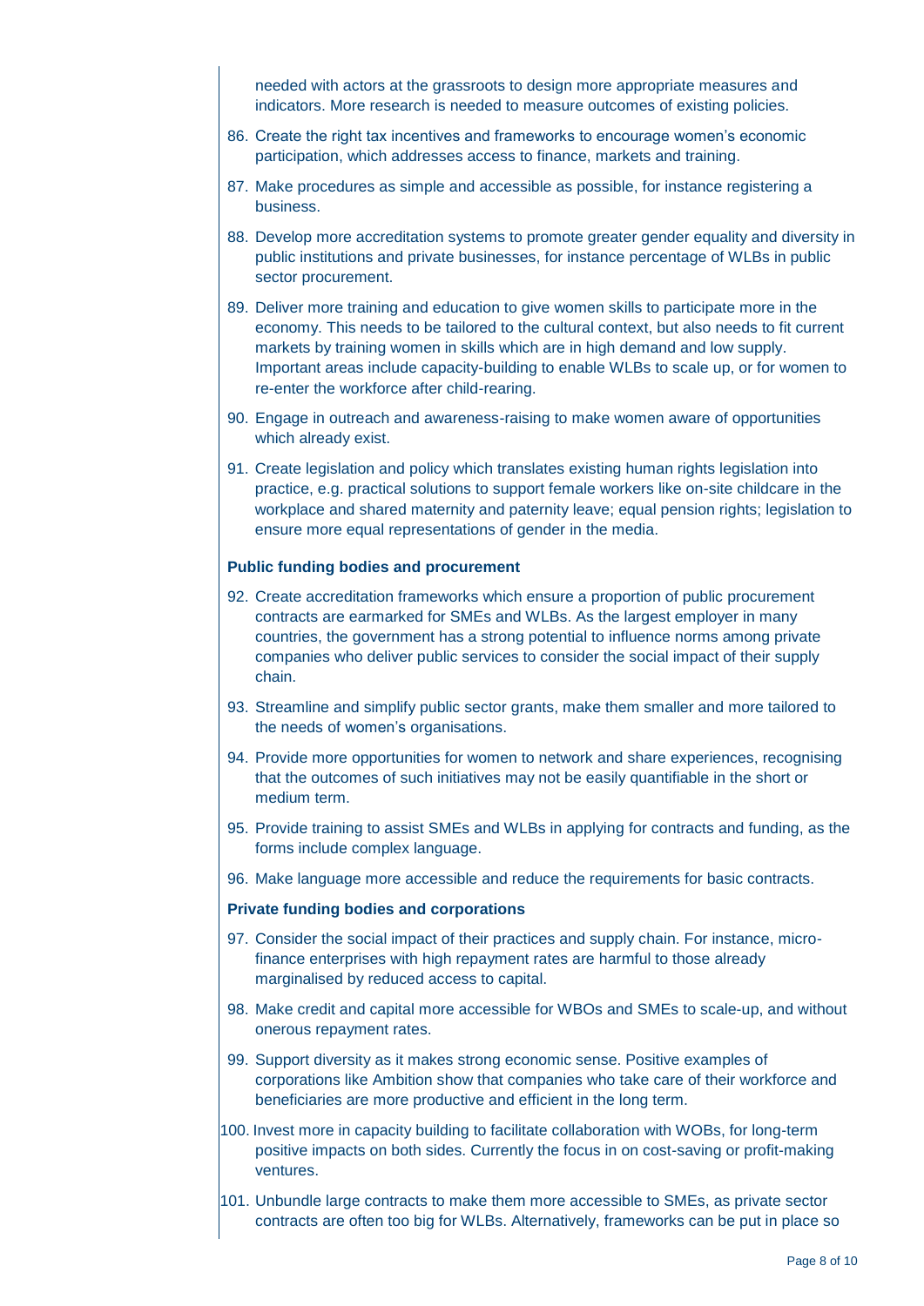needed with actors at the grassroots to design more appropriate measures and indicators. More research is needed to measure outcomes of existing policies.

86. Create the right tax incentives and frameworks to encourage women's economic participation, which addresses access to finance, markets and training.
87. Make procedures as simple and accessible as possible, for instance registering a business.
88. Develop more accreditation systems to promote greater gender equality and diversity in public institutions and private businesses, for instance percentage of WLBs in public sector procurement.
89. Deliver more training and education to give women skills to participate more in the economy. This needs to be tailored to the cultural context, but also needs to fit current markets by training women in skills which are in high demand and low supply. Important areas include capacity-building to enable WLBs to scale up, or for women to re-enter the workforce after child-rearing.
90. Engage in outreach and awareness-raising to make women aware of opportunities which already exist.
91. Create legislation and policy which translates existing human rights legislation into practice, e.g. practical solutions to support female workers like on-site childcare in the workplace and shared maternity and paternity leave; equal pension rights; legislation to ensure more equal representations of gender in the media.

**Public funding bodies and procurement**

92. Create accreditation frameworks which ensure a proportion of public procurement contracts are earmarked for SMEs and WLBs. As the largest employer in many countries, the government has a strong potential to influence norms among private companies who deliver public services to consider the social impact of their supply chain.
93. Streamline and simplify public sector grants, make them smaller and more tailored to the needs of women's organisations.
94. Provide more opportunities for women to network and share experiences, recognising that the outcomes of such initiatives may not be easily quantifiable in the short or medium term.
95. Provide training to assist SMEs and WLBs in applying for contracts and funding, as the forms include complex language.
96. Make language more accessible and reduce the requirements for basic contracts.

**Private funding bodies and corporations**

97. Consider the social impact of their practices and supply chain. For instance, micro-finance enterprises with high repayment rates are harmful to those already marginalised by reduced access to capital.
98. Make credit and capital more accessible for WBOs and SMEs to scale-up, and without onerous repayment rates.
99. Support diversity as it makes strong economic sense. Positive examples of corporations like Ambition show that companies who take care of their workforce and beneficiaries are more productive and efficient in the long term.
100. Invest more in capacity building to facilitate collaboration with WOBs, for long-term positive impacts on both sides. Currently the focus in on cost-saving or profit-making ventures.
101. Unbundle large contracts to make them more accessible to SMEs, as private sector contracts are often too big for WLBs. Alternatively, frameworks can be put in place so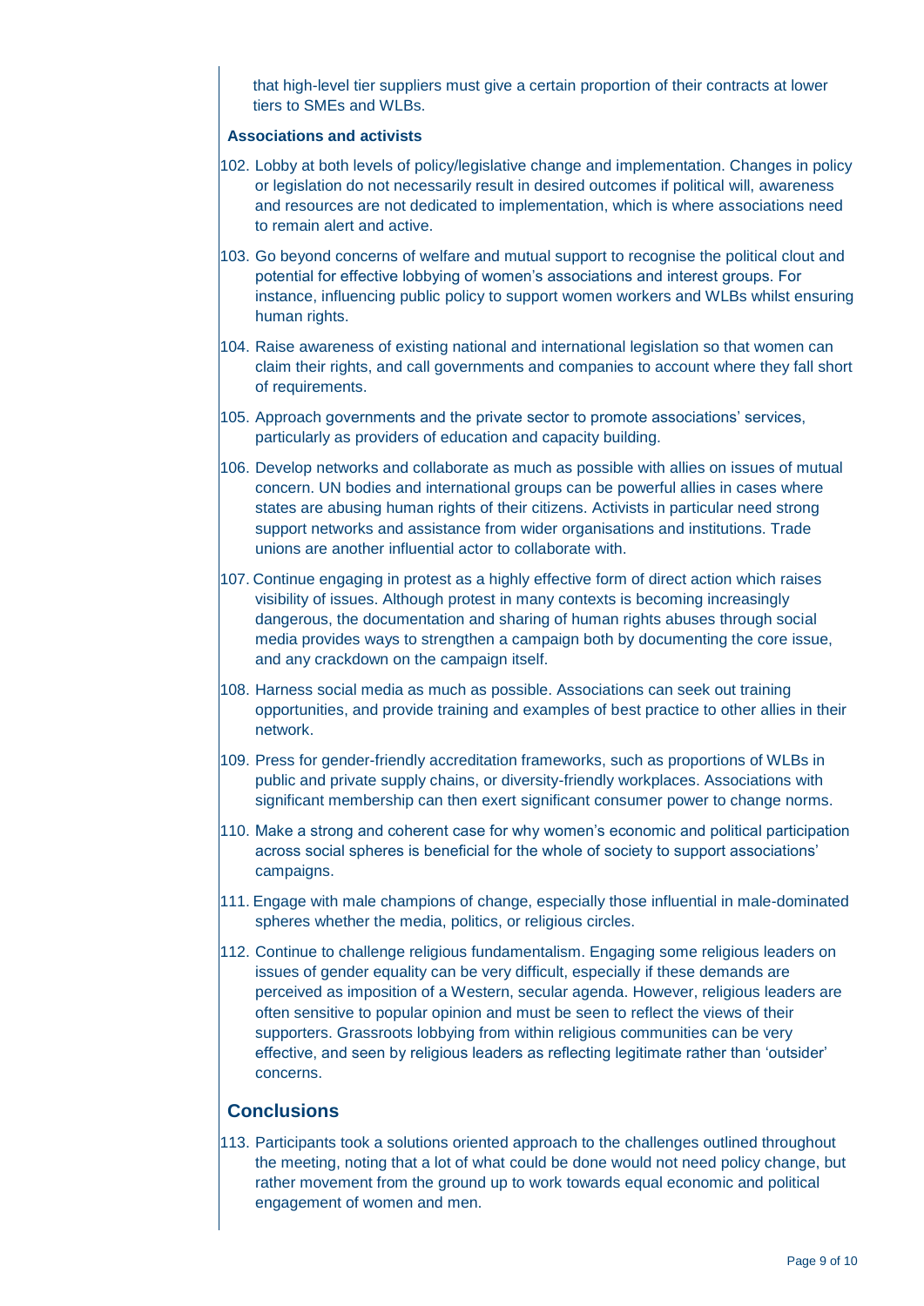that high-level tier suppliers must give a certain proportion of their contracts at lower tiers to SMEs and WLBs.

**Associations and activists**

102. Lobby at both levels of policy/legislative change and implementation. Changes in policy or legislation do not necessarily result in desired outcomes if political will, awareness and resources are not dedicated to implementation, which is where associations need to remain alert and active.

103. Go beyond concerns of welfare and mutual support to recognise the political clout and potential for effective lobbying of women's associations and interest groups. For instance, influencing public policy to support women workers and WLBs whilst ensuring human rights.

104. Raise awareness of existing national and international legislation so that women can claim their rights, and call governments and companies to account where they fall short of requirements.

105. Approach governments and the private sector to promote associations' services, particularly as providers of education and capacity building.

106. Develop networks and collaborate as much as possible with allies on issues of mutual concern. UN bodies and international groups can be powerful allies in cases where states are abusing human rights of their citizens. Activists in particular need strong support networks and assistance from wider organisations and institutions. Trade unions are another influential actor to collaborate with.

107. Continue engaging in protest as a highly effective form of direct action which raises visibility of issues. Although protest in many contexts is becoming increasingly dangerous, the documentation and sharing of human rights abuses through social media provides ways to strengthen a campaign both by documenting the core issue, and any crackdown on the campaign itself.

108. Harness social media as much as possible. Associations can seek out training opportunities, and provide training and examples of best practice to other allies in their network.

109. Press for gender-friendly accreditation frameworks, such as proportions of WLBs in public and private supply chains, or diversity-friendly workplaces. Associations with significant membership can then exert significant consumer power to change norms.

110. Make a strong and coherent case for why women's economic and political participation across social spheres is beneficial for the whole of society to support associations' campaigns.

111. Engage with male champions of change, especially those influential in male-dominated spheres whether the media, politics, or religious circles.

112. Continue to challenge religious fundamentalism. Engaging some religious leaders on issues of gender equality can be very difficult, especially if these demands are perceived as imposition of a Western, secular agenda. However, religious leaders are often sensitive to popular opinion and must be seen to reflect the views of their supporters. Grassroots lobbying from within religious communities can be very effective, and seen by religious leaders as reflecting legitimate rather than 'outsider' concerns.

## Conclusions

113. Participants took a solutions oriented approach to the challenges outlined throughout the meeting, noting that a lot of what could be done would not need policy change, but rather movement from the ground up to work towards equal economic and political engagement of women and men.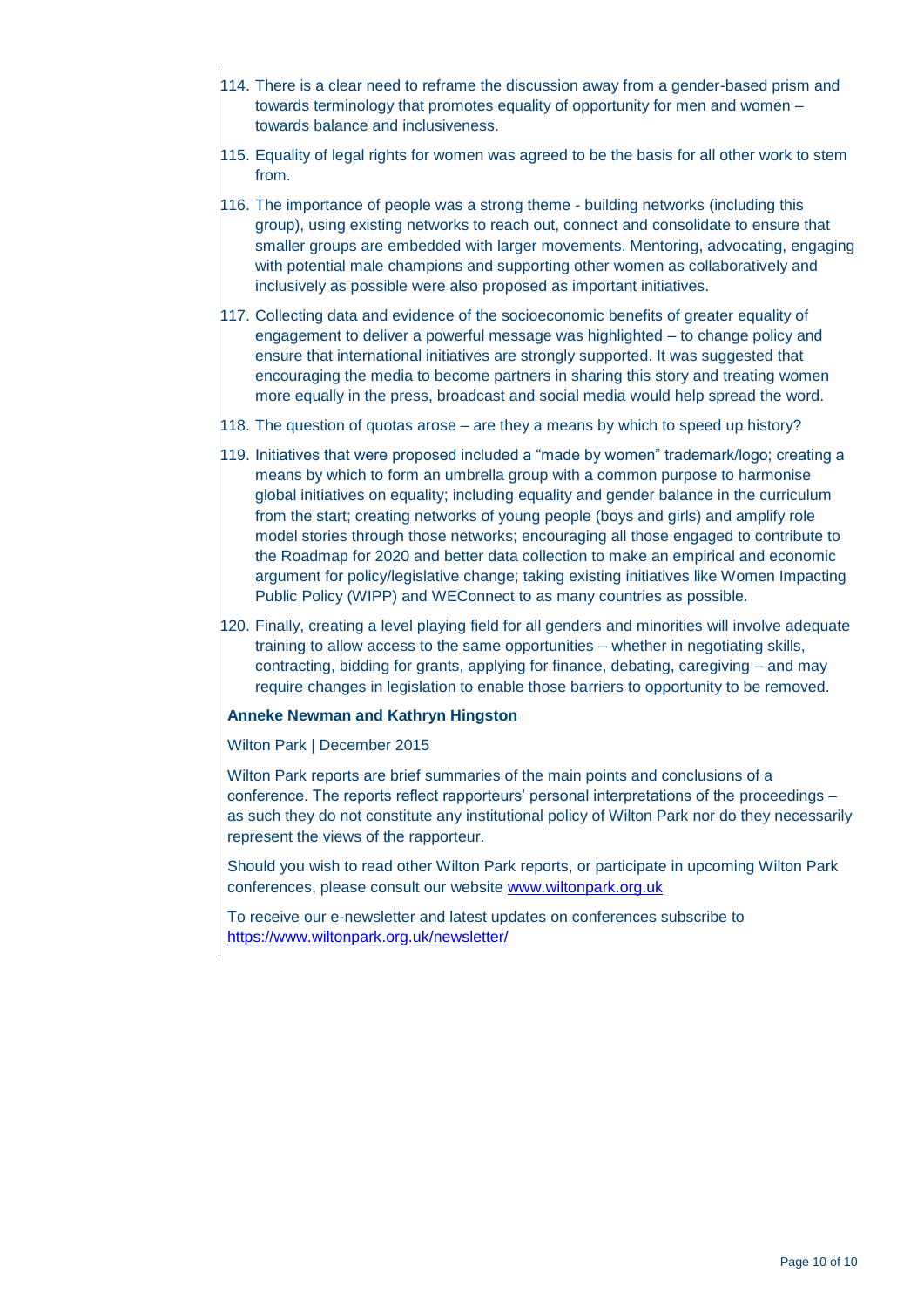114. There is a clear need to reframe the discussion away from a gender-based prism and towards terminology that promotes equality of opportunity for men and women – towards balance and inclusiveness.

115. Equality of legal rights for women was agreed to be the basis for all other work to stem from.

116. The importance of people was a strong theme - building networks (including this group), using existing networks to reach out, connect and consolidate to ensure that smaller groups are embedded with larger movements. Mentoring, advocating, engaging with potential male champions and supporting other women as collaboratively and inclusively as possible were also proposed as important initiatives.

117. Collecting data and evidence of the socioeconomic benefits of greater equality of engagement to deliver a powerful message was highlighted – to change policy and ensure that international initiatives are strongly supported. It was suggested that encouraging the media to become partners in sharing this story and treating women more equally in the press, broadcast and social media would help spread the word.

118. The question of quotas arose – are they a means by which to speed up history?

119. Initiatives that were proposed included a "made by women" trademark/logo; creating a means by which to form an umbrella group with a common purpose to harmonise global initiatives on equality; including equality and gender balance in the curriculum from the start; creating networks of young people (boys and girls) and amplify role model stories through those networks; encouraging all those engaged to contribute to the Roadmap for 2020 and better data collection to make an empirical and economic argument for policy/legislative change; taking existing initiatives like Women Impacting Public Policy (WIPP) and WEConnect to as many countries as possible.

120. Finally, creating a level playing field for all genders and minorities will involve adequate training to allow access to the same opportunities – whether in negotiating skills, contracting, bidding for grants, applying for finance, debating, caregiving – and may require changes in legislation to enable those barriers to opportunity to be removed.

**Anneke Newman and Kathryn Hingston**

Wilton Park | December 2015

Wilton Park reports are brief summaries of the main points and conclusions of a conference. The reports reflect rapporteurs' personal interpretations of the proceedings – as such they do not constitute any institutional policy of Wilton Park nor do they necessarily represent the views of the rapporteur.

Should you wish to read other Wilton Park reports, or participate in upcoming Wilton Park conferences, please consult our website [www.wiltonpark.org.uk](http://www.wiltonpark.org.uk)

To receive our e-newsletter and latest updates on conferences subscribe to [https://www.wiltonpark.org.uk/newsletter/](https://www.wiltonpark.org.uk/newsletter/)